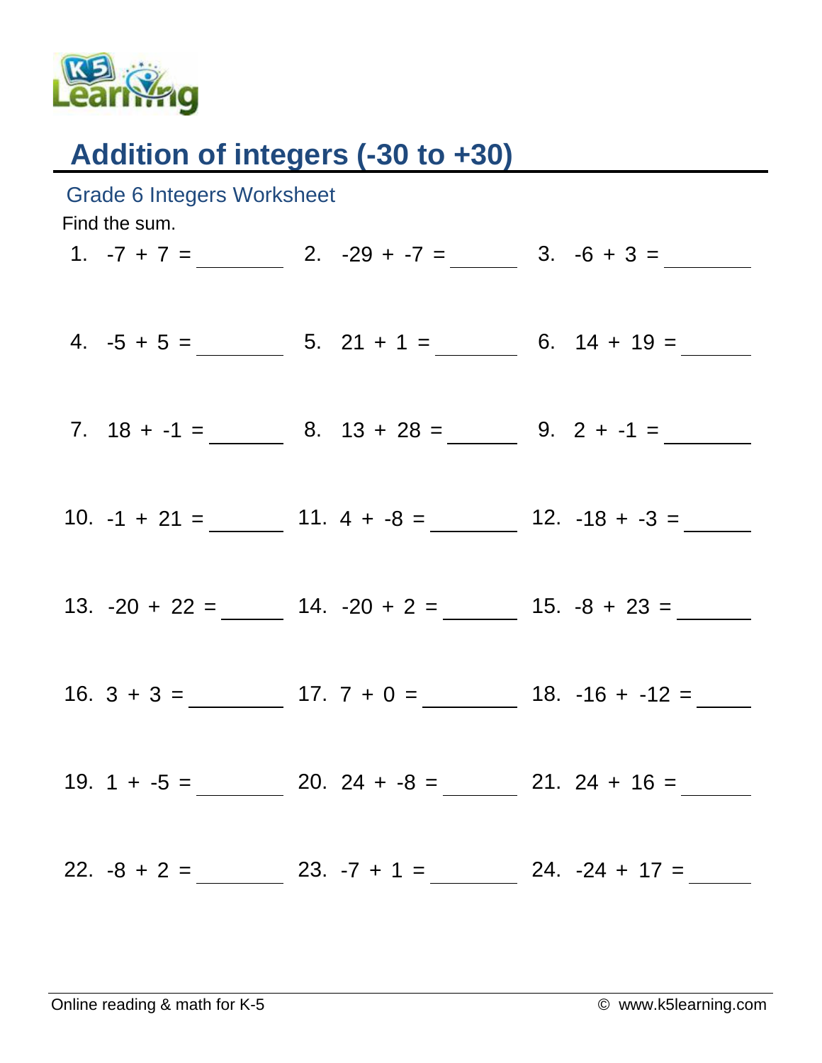# Addition of integers (-30 to +30)

## Grade 6 Integers Worksheet

Find the sum.

| | | |
|---|---|---|
| 1. $-7 + 7 =$ ______ | 2. $-29 + -7 =$ ______ | 3. $-6 + 3 =$ ______ |
| 4. $-5 + 5 =$ ______ | 5. $21 + 1 =$ ______ | 6. $14 + 19 =$ ______ |
| 7. $18 + -1 =$ ______ | 8. $13 + 28 =$ ______ | 9. $2 + -1 =$ ______ |
| 10. $-1 + 21 =$ ______ | 11. $4 + -8 =$ ______ | 12. $-18 + -3 =$ ______ |
| 13. $-20 + 22 =$ ______ | 14. $-20 + 2 =$ ______ | 15. $-8 + 23 =$ ______ |
| 16. $3 + 3 =$ ______ | 17. $7 + 0 =$ ______ | 18. $-16 + -12 =$ ______ |
| 19. $1 + -5 =$ ______ | 20. $24 + -8 =$ ______ | 21. $24 + 16 =$ ______ |
| 22. $-8 + 2 =$ ______ | 23. $-7 + 1 =$ ______ | 24. $-24 + 17 =$ ______ |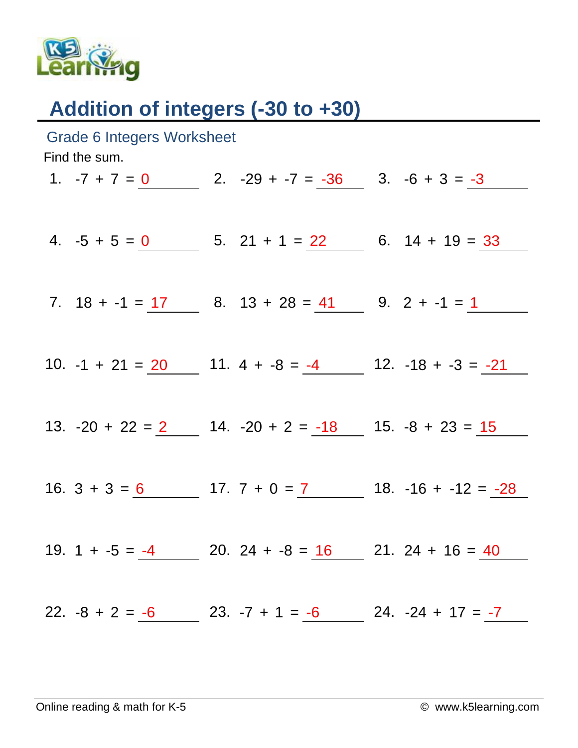# Addition of integers (-30 to +30)

## Grade 6 Integers Worksheet

Find the sum.

| | | |
|---|---|---|
| 1. $-7 + 7 = $ 0 | 2. $-29 + -7 = $ -36 | 3. $-6 + 3 = $ -3 |
| 4. $-5 + 5 = $ 0 | 5. $21 + 1 = $ 22 | 6. $14 + 19 = $ 33 |
| 7. $18 + -1 = $ 17 | 8. $13 + 28 = $ 41 | 9. $2 + -1 = $ 1 |
| 10. $-1 + 21 = $ 20 | 11. $4 + -8 = $ -4 | 12. $-18 + -3 = $ -21 |
| 13. $-20 + 22 = $ 2 | 14. $-20 + 2 = $ -18 | 15. $-8 + 23 = $ 15 |
| 16. $3 + 3 = $ 6 | 17. $7 + 0 = $ 7 | 18. $-16 + -12 = $ -28 |
| 19. $1 + -5 = $ -4 | 20. $24 + -8 = $ 16 | 21. $24 + 16 = $ 40 |
| 22. $-8 + 2 = $ -6 | 23. $-7 + 1 = $ -6 | 24. $-24 + 17 = $ -7 |